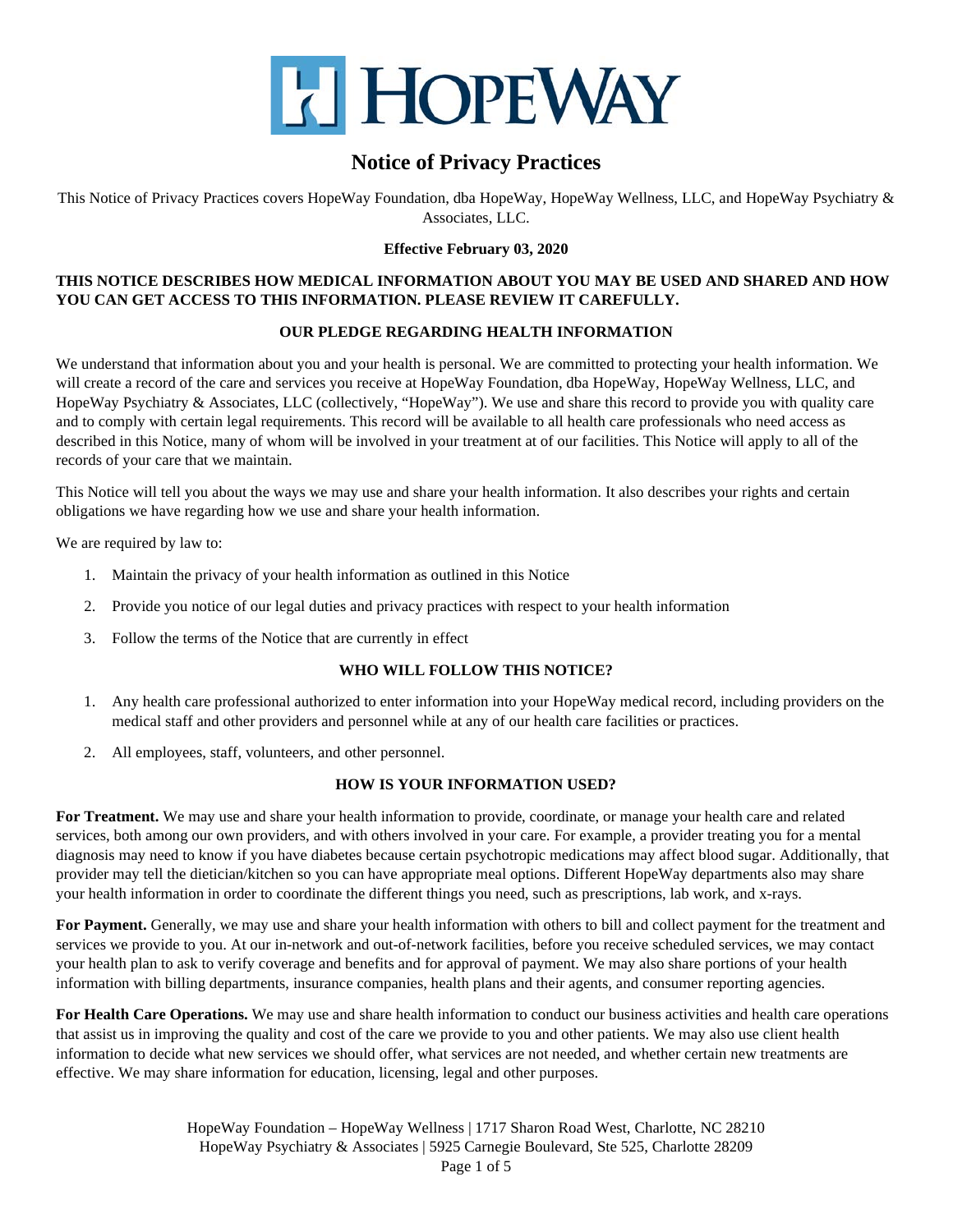# HopeWay

## Notice of Privacy Practices

This Notice of Privacy Practices covers HopeWay Foundation, dba HopeWay, HopeWay Wellness, LLC, and HopeWay Psychiatry & Associates, LLC.

**Effective February 03, 2020**

**THIS NOTICE DESCRIBES HOW MEDICAL INFORMATION ABOUT YOU MAY BE USED AND SHARED AND HOW YOU CAN GET ACCESS TO THIS INFORMATION. PLEASE REVIEW IT CAREFULLY.**

### OUR PLEDGE REGARDING HEALTH INFORMATION

We understand that information about you and your health is personal. We are committed to protecting your health information. We will create a record of the care and services you receive at HopeWay Foundation, dba HopeWay, HopeWay Wellness, LLC, and HopeWay Psychiatry & Associates, LLC (collectively, "HopeWay"). We use and share this record to provide you with quality care and to comply with certain legal requirements. This record will be available to all health care professionals who need access as described in this Notice, many of whom will be involved in your treatment at of our facilities. This Notice will apply to all of the records of your care that we maintain.

This Notice will tell you about the ways we may use and share your health information. It also describes your rights and certain obligations we have regarding how we use and share your health information.

We are required by law to:

1. Maintain the privacy of your health information as outlined in this Notice
2. Provide you notice of our legal duties and privacy practices with respect to your health information
3. Follow the terms of the Notice that are currently in effect

### WHO WILL FOLLOW THIS NOTICE?

1. Any health care professional authorized to enter information into your HopeWay medical record, including providers on the medical staff and other providers and personnel while at any of our health care facilities or practices.
2. All employees, staff, volunteers, and other personnel.

### HOW IS YOUR INFORMATION USED?

**For Treatment.** We may use and share your health information to provide, coordinate, or manage your health care and related services, both among our own providers, and with others involved in your care. For example, a provider treating you for a mental diagnosis may need to know if you have diabetes because certain psychotropic medications may affect blood sugar. Additionally, that provider may tell the dietician/kitchen so you can have appropriate meal options. Different HopeWay departments also may share your health information in order to coordinate the different things you need, such as prescriptions, lab work, and x-rays.

**For Payment.** Generally, we may use and share your health information with others to bill and collect payment for the treatment and services we provide to you. At our in-network and out-of-network facilities, before you receive scheduled services, we may contact your health plan to ask to verify coverage and benefits and for approval of payment. We may also share portions of your health information with billing departments, insurance companies, health plans and their agents, and consumer reporting agencies.

**For Health Care Operations.** We may use and share health information to conduct our business activities and health care operations that assist us in improving the quality and cost of the care we provide to you and other patients. We may also use client health information to decide what new services we should offer, what services are not needed, and whether certain new treatments are effective. We may share information for education, licensing, legal and other purposes.

HopeWay Foundation – HopeWay Wellness | 1717 Sharon Road West, Charlotte, NC 28210
HopeWay Psychiatry & Associates | 5925 Carnegie Boulevard, Ste 525, Charlotte 28209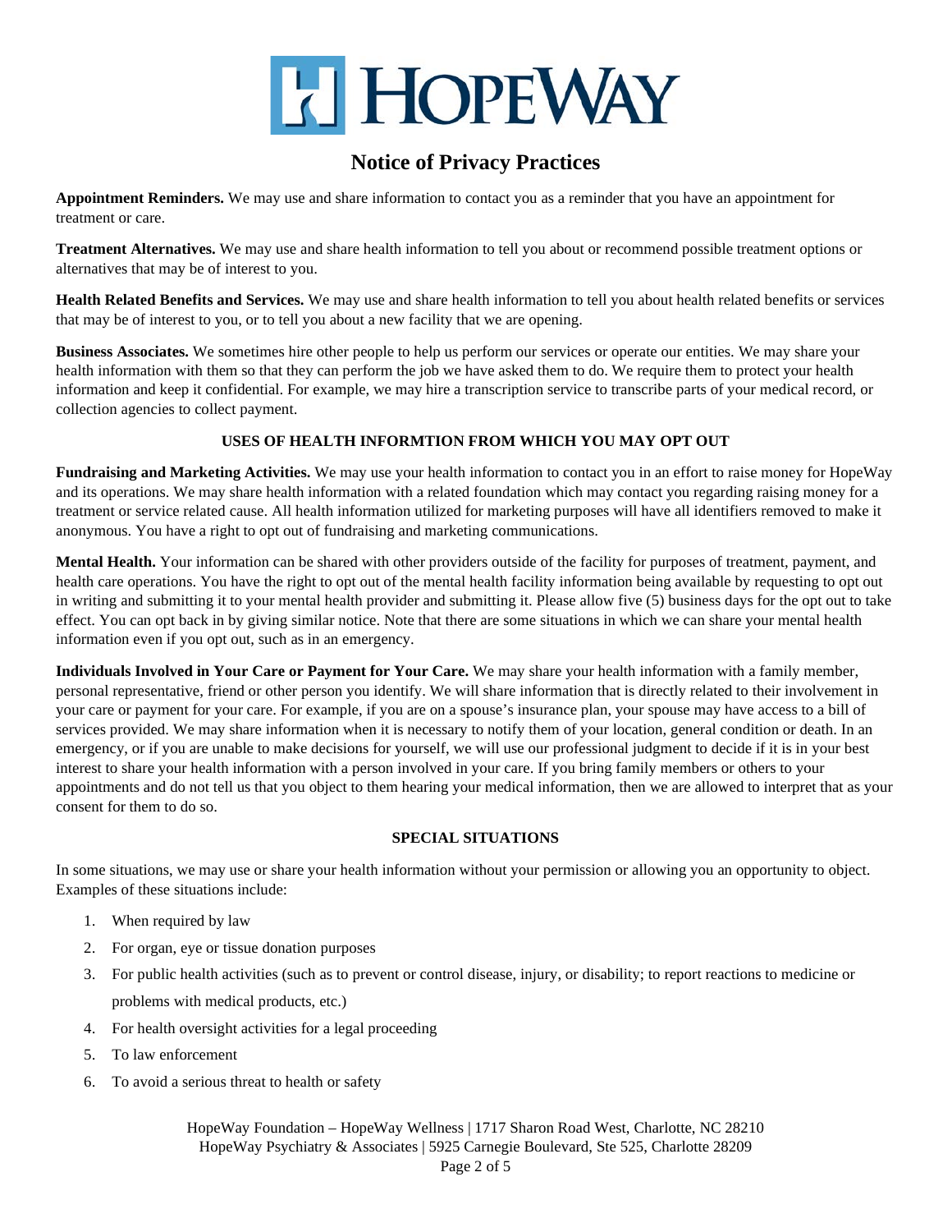**Appointment Reminders.** We may use and share information to contact you as a reminder that you have an appointment for treatment or care.

**Treatment Alternatives.** We may use and share health information to tell you about or recommend possible treatment options or alternatives that may be of interest to you.

**Health Related Benefits and Services.** We may use and share health information to tell you about health related benefits or services that may be of interest to you, or to tell you about a new facility that we are opening.

**Business Associates.** We sometimes hire other people to help us perform our services or operate our entities. We may share your health information with them so that they can perform the job we have asked them to do. We require them to protect your health information and keep it confidential. For example, we may hire a transcription service to transcribe parts of your medical record, or collection agencies to collect payment.

**USES OF HEALTH INFORMTION FROM WHICH YOU MAY OPT OUT**

**Fundraising and Marketing Activities.** We may use your health information to contact you in an effort to raise money for HopeWay and its operations. We may share health information with a related foundation which may contact you regarding raising money for a treatment or service related cause. All health information utilized for marketing purposes will have all identifiers removed to make it anonymous. You have a right to opt out of fundraising and marketing communications.

**Mental Health.** Your information can be shared with other providers outside of the facility for purposes of treatment, payment, and health care operations. You have the right to opt out of the mental health facility information being available by requesting to opt out in writing and submitting it to your mental health provider and submitting it. Please allow five (5) business days for the opt out to take effect. You can opt back in by giving similar notice. Note that there are some situations in which we can share your mental health information even if you opt out, such as in an emergency.

**Individuals Involved in Your Care or Payment for Your Care.** We may share your health information with a family member, personal representative, friend or other person you identify. We will share information that is directly related to their involvement in your care or payment for your care. For example, if you are on a spouse's insurance plan, your spouse may have access to a bill of services provided. We may share information when it is necessary to notify them of your location, general condition or death. In an emergency, or if you are unable to make decisions for yourself, we will use our professional judgment to decide if it is in your best interest to share your health information with a person involved in your care. If you bring family members or others to your appointments and do not tell us that you object to them hearing your medical information, then we are allowed to interpret that as your consent for them to do so.

**SPECIAL SITUATIONS**

In some situations, we may use or share your health information without your permission or allowing you an opportunity to object. Examples of these situations include:

1. When required by law
2. For organ, eye or tissue donation purposes
3. For public health activities (such as to prevent or control disease, injury, or disability; to report reactions to medicine or problems with medical products, etc.)
4. For health oversight activities for a legal proceeding
5. To law enforcement
6. To avoid a serious threat to health or safety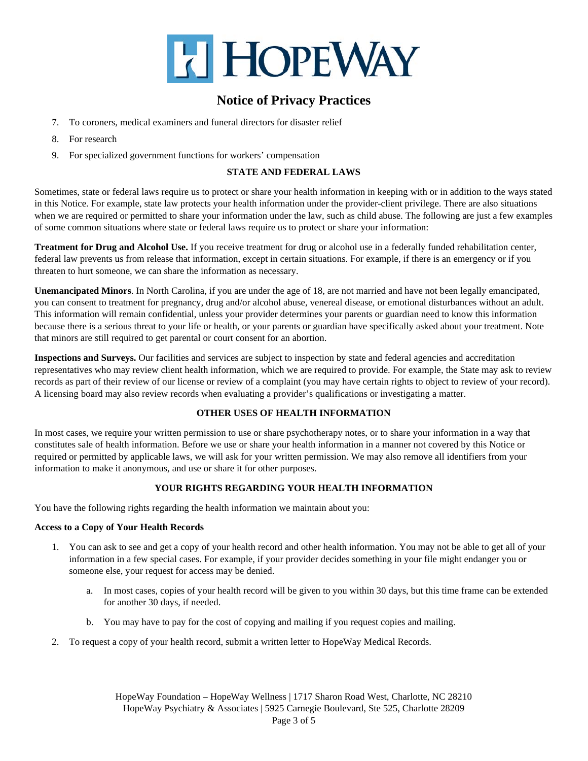7. To coroners, medical examiners and funeral directors for disaster relief
8. For research
9. For specialized government functions for workers' compensation

### STATE AND FEDERAL LAWS

Sometimes, state or federal laws require us to protect or share your health information in keeping with or in addition to the ways stated in this Notice. For example, state law protects your health information under the provider-client privilege. There are also situations when we are required or permitted to share your information under the law, such as child abuse. The following are just a few examples of some common situations where state or federal laws require us to protect or share your information:

**Treatment for Drug and Alcohol Use.** If you receive treatment for drug or alcohol use in a federally funded rehabilitation center, federal law prevents us from release that information, except in certain situations. For example, if there is an emergency or if you threaten to hurt someone, we can share the information as necessary.

**Unemancipated Minors**. In North Carolina, if you are under the age of 18, are not married and have not been legally emancipated, you can consent to treatment for pregnancy, drug and/or alcohol abuse, venereal disease, or emotional disturbances without an adult. This information will remain confidential, unless your provider determines your parents or guardian need to know this information because there is a serious threat to your life or health, or your parents or guardian have specifically asked about your treatment. Note that minors are still required to get parental or court consent for an abortion.

**Inspections and Surveys.** Our facilities and services are subject to inspection by state and federal agencies and accreditation representatives who may review client health information, which we are required to provide. For example, the State may ask to review records as part of their review of our license or review of a complaint (you may have certain rights to object to review of your record). A licensing board may also review records when evaluating a provider's qualifications or investigating a matter.

### OTHER USES OF HEALTH INFORMATION

In most cases, we require your written permission to use or share psychotherapy notes, or to share your information in a way that constitutes sale of health information. Before we use or share your health information in a manner not covered by this Notice or required or permitted by applicable laws, we will ask for your written permission. We may also remove all identifiers from your information to make it anonymous, and use or share it for other purposes.

### YOUR RIGHTS REGARDING YOUR HEALTH INFORMATION

You have the following rights regarding the health information we maintain about you:

**Access to a Copy of Your Health Records**

1. You can ask to see and get a copy of your health record and other health information. You may not be able to get all of your information in a few special cases. For example, if your provider decides something in your file might endanger you or someone else, your request for access may be denied.
    a. In most cases, copies of your health record will be given to you within 30 days, but this time frame can be extended for another 30 days, if needed.
    b. You may have to pay for the cost of copying and mailing if you request copies and mailing.
2. To request a copy of your health record, submit a written letter to HopeWay Medical Records.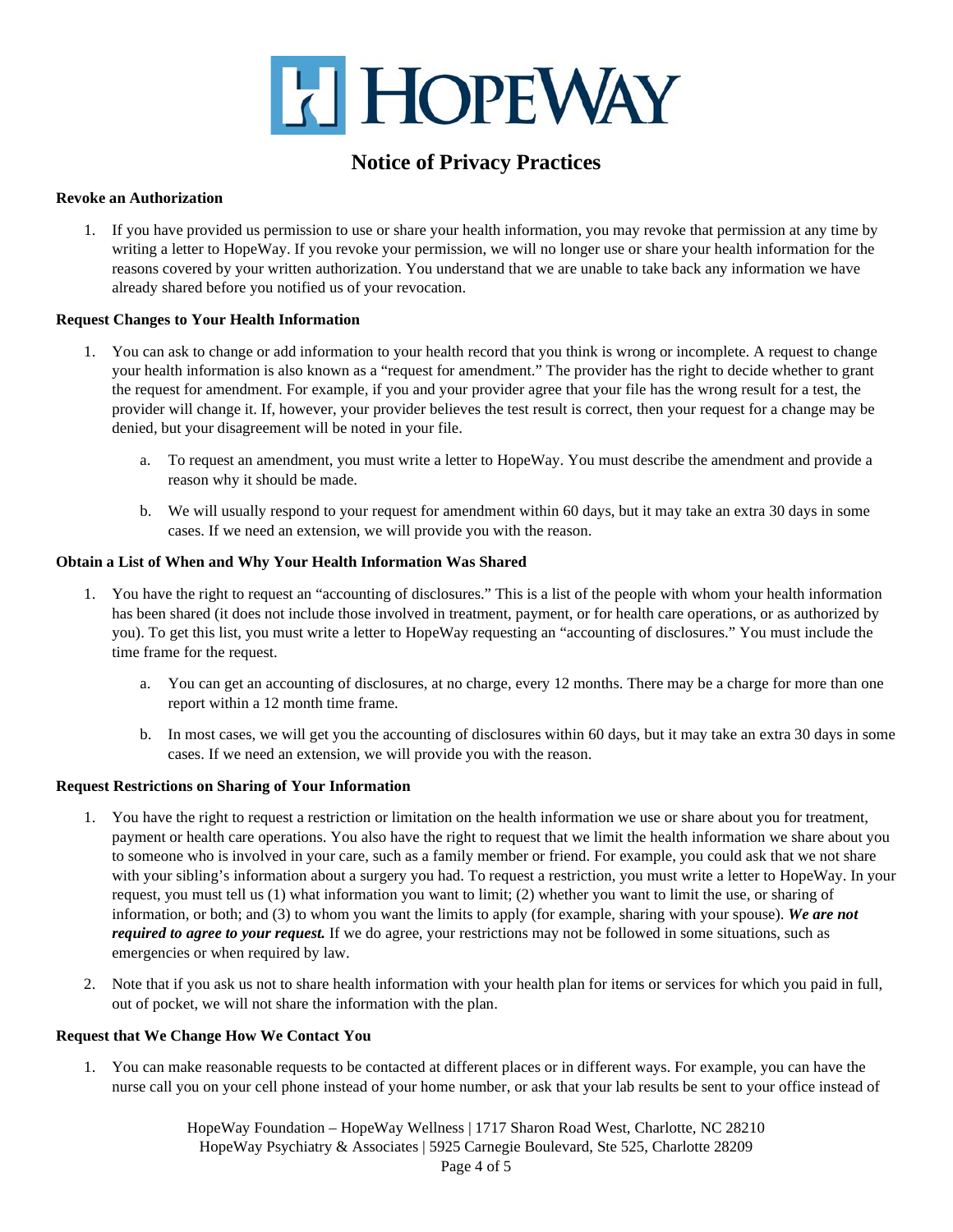# Notice of Privacy Practices

**Revoke an Authorization**

1. If you have provided us permission to use or share your health information, you may revoke that permission at any time by writing a letter to HopeWay. If you revoke your permission, we will no longer use or share your health information for the reasons covered by your written authorization. You understand that we are unable to take back any information we have already shared before you notified us of your revocation.

**Request Changes to Your Health Information**

1. You can ask to change or add information to your health record that you think is wrong or incomplete. A request to change your health information is also known as a "request for amendment." The provider has the right to decide whether to grant the request for amendment. For example, if you and your provider agree that your file has the wrong result for a test, the provider will change it. If, however, your provider believes the test result is correct, then your request for a change may be denied, but your disagreement will be noted in your file.
   a. To request an amendment, you must write a letter to HopeWay. You must describe the amendment and provide a reason why it should be made.
   b. We will usually respond to your request for amendment within 60 days, but it may take an extra 30 days in some cases. If we need an extension, we will provide you with the reason.

**Obtain a List of When and Why Your Health Information Was Shared**

1. You have the right to request an "accounting of disclosures." This is a list of the people with whom your health information has been shared (it does not include those involved in treatment, payment, or for health care operations, or as authorized by you). To get this list, you must write a letter to HopeWay requesting an "accounting of disclosures." You must include the time frame for the request.
   a. You can get an accounting of disclosures, at no charge, every 12 months. There may be a charge for more than one report within a 12 month time frame.
   b. In most cases, we will get you the accounting of disclosures within 60 days, but it may take an extra 30 days in some cases. If we need an extension, we will provide you with the reason.

**Request Restrictions on Sharing of Your Information**

1. You have the right to request a restriction or limitation on the health information we use or share about you for treatment, payment or health care operations. You also have the right to request that we limit the health information we share about you to someone who is involved in your care, such as a family member or friend. For example, you could ask that we not share with your sibling's information about a surgery you had. To request a restriction, you must write a letter to HopeWay. In your request, you must tell us (1) what information you want to limit; (2) whether you want to limit the use, or sharing of information, or both; and (3) to whom you want the limits to apply (for example, sharing with your spouse). ***We are not required to agree to your request.*** If we do agree, your restrictions may not be followed in some situations, such as emergencies or when required by law.
2. Note that if you ask us not to share health information with your health plan for items or services for which you paid in full, out of pocket, we will not share the information with the plan.

**Request that We Change How We Contact You**

1. You can make reasonable requests to be contacted at different places or in different ways. For example, you can have the nurse call you on your cell phone instead of your home number, or ask that your lab results be sent to your office instead of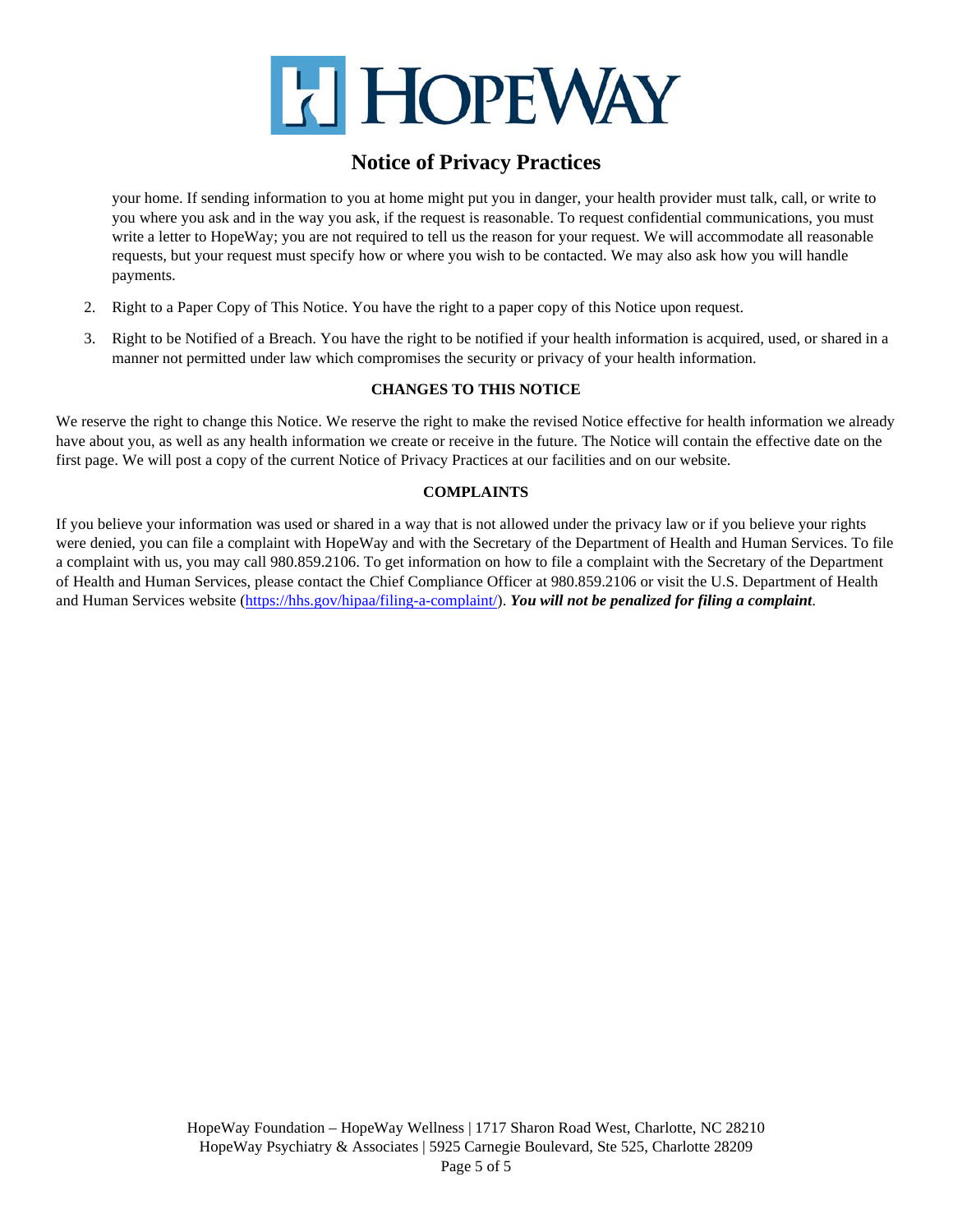your home. If sending information to you at home might put you in danger, your health provider must talk, call, or write to you where you ask and in the way you ask, if the request is reasonable. To request confidential communications, you must write a letter to HopeWay; you are not required to tell us the reason for your request. We will accommodate all reasonable requests, but your request must specify how or where you wish to be contacted. We may also ask how you will handle payments.

2. Right to a Paper Copy of This Notice. You have the right to a paper copy of this Notice upon request.

3. Right to be Notified of a Breach. You have the right to be notified if your health information is acquired, used, or shared in a manner not permitted under law which compromises the security or privacy of your health information.

**CHANGES TO THIS NOTICE**

We reserve the right to change this Notice. We reserve the right to make the revised Notice effective for health information we already have about you, as well as any health information we create or receive in the future. The Notice will contain the effective date on the first page. We will post a copy of the current Notice of Privacy Practices at our facilities and on our website.

**COMPLAINTS**

If you believe your information was used or shared in a way that is not allowed under the privacy law or if you believe your rights were denied, you can file a complaint with HopeWay and with the Secretary of the Department of Health and Human Services. To file a complaint with us, you may call 980.859.2106. To get information on how to file a complaint with the Secretary of the Department of Health and Human Services, please contact the Chief Compliance Officer at 980.859.2106 or visit the U.S. Department of Health and Human Services website (https://hhs.gov/hipaa/filing-a-complaint/). ***You will not be penalized for filing a complaint.***